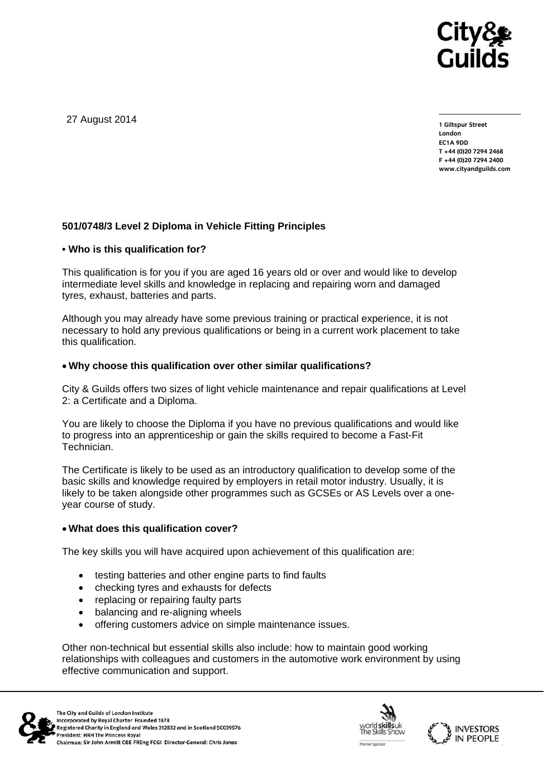27 August 2014

1 Giltspur Street
London
EC1A 9DD
T +44 (0)20 7294 2468
F +44 (0)20 7294 2400
www.cityandguilds.com

**501/0748/3 Level 2 Diploma in Vehicle Fitting Principles**

**• Who is this qualification for?**

This qualification is for you if you are aged 16 years old or over and would like to develop intermediate level skills and knowledge in replacing and repairing worn and damaged tyres, exhaust, batteries and parts.

Although you may already have some previous training or practical experience, it is not necessary to hold any previous qualifications or being in a current work placement to take this qualification.

**• Why choose this qualification over other similar qualifications?**

City & Guilds offers two sizes of light vehicle maintenance and repair qualifications at Level 2: a Certificate and a Diploma.

You are likely to choose the Diploma if you have no previous qualifications and would like to progress into an apprenticeship or gain the skills required to become a Fast-Fit Technician.

The Certificate is likely to be used as an introductory qualification to develop some of the basic skills and knowledge required by employers in retail motor industry. Usually, it is likely to be taken alongside other programmes such as GCSEs or AS Levels over a one-year course of study.

**• What does this qualification cover?**

The key skills you will have acquired upon achievement of this qualification are:

- testing batteries and other engine parts to find faults
- checking tyres and exhausts for defects
- replacing or repairing faulty parts
- balancing and re-aligning wheels
- offering customers advice on simple maintenance issues.

Other non-technical but essential skills also include: how to maintain good working relationships with colleagues and customers in the automotive work environment by using effective communication and support.

The City and Guilds of London Institute
Incorporated by Royal Charter Founded 1878
Registered Charity in England and Wales 312832 and in Scotland SC039576
President: HRH The Princess Royal
Chairman: Sir John Armitt CBE FREng FCGI Director-General: Chris Jones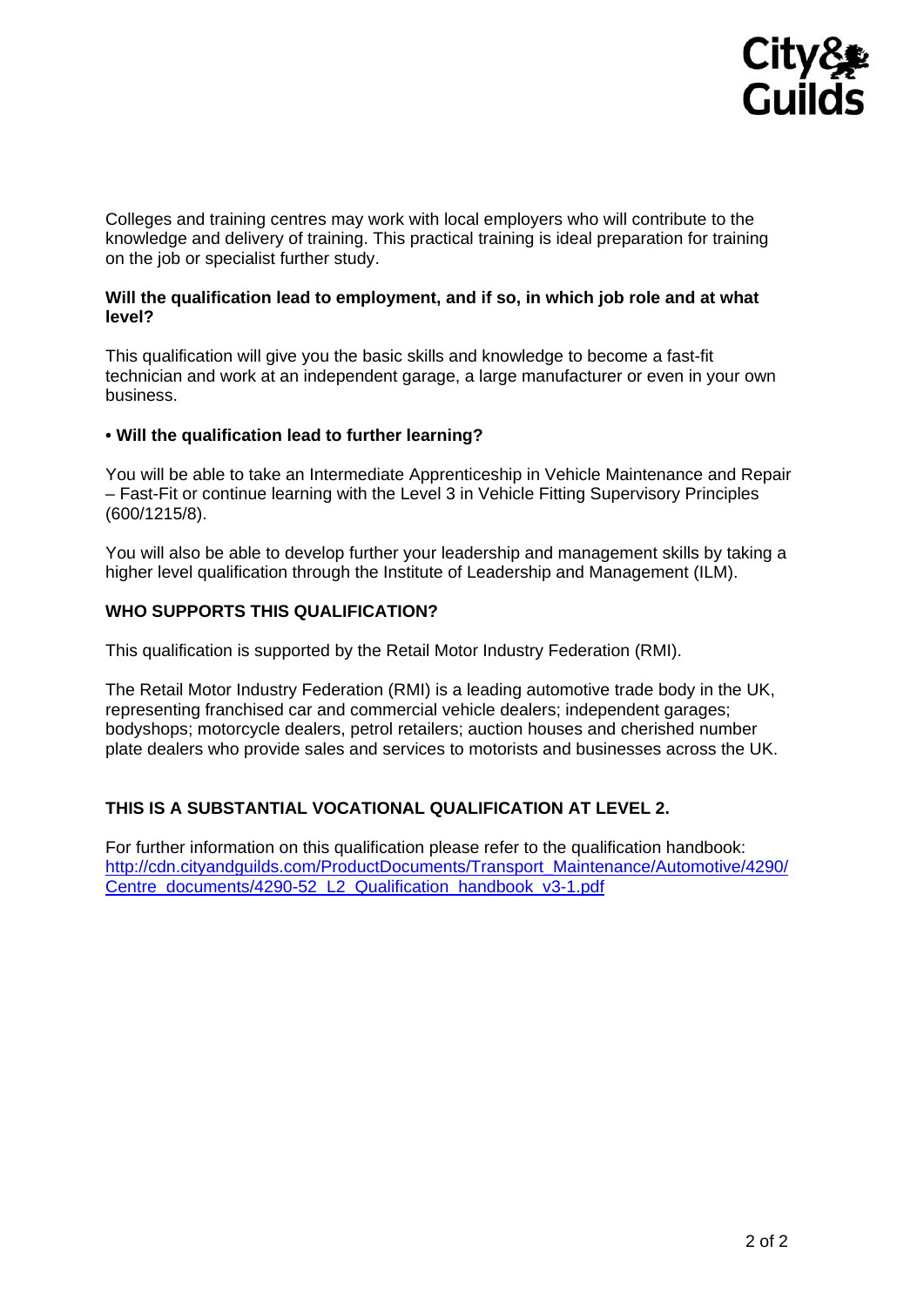Colleges and training centres may work with local employers who will contribute to the knowledge and delivery of training. This practical training is ideal preparation for training on the job or specialist further study.

**Will the qualification lead to employment, and if so, in which job role and at what level?**

This qualification will give you the basic skills and knowledge to become a fast-fit technician and work at an independent garage, a large manufacturer or even in your own business.

**• Will the qualification lead to further learning?**

You will be able to take an Intermediate Apprenticeship in Vehicle Maintenance and Repair – Fast-Fit or continue learning with the Level 3 in Vehicle Fitting Supervisory Principles (600/1215/8).

You will also be able to develop further your leadership and management skills by taking a higher level qualification through the Institute of Leadership and Management (ILM).

**WHO SUPPORTS THIS QUALIFICATION?**

This qualification is supported by the Retail Motor Industry Federation (RMI).

The Retail Motor Industry Federation (RMI) is a leading automotive trade body in the UK, representing franchised car and commercial vehicle dealers; independent garages; bodyshops; motorcycle dealers, petrol retailers; auction houses and cherished number plate dealers who provide sales and services to motorists and businesses across the UK.

**THIS IS A SUBSTANTIAL VOCATIONAL QUALIFICATION AT LEVEL 2.**

For further information on this qualification please refer to the qualification handbook: [http://cdn.cityandguilds.com/ProductDocuments/Transport_Maintenance/Automotive/4290/Centre_documents/4290-52_L2_Qualification_handbook_v3-1.pdf](http://cdn.cityandguilds.com/ProductDocuments/Transport_Maintenance/Automotive/4290/Centre_documents/4290-52_L2_Qualification_handbook_v3-1.pdf)